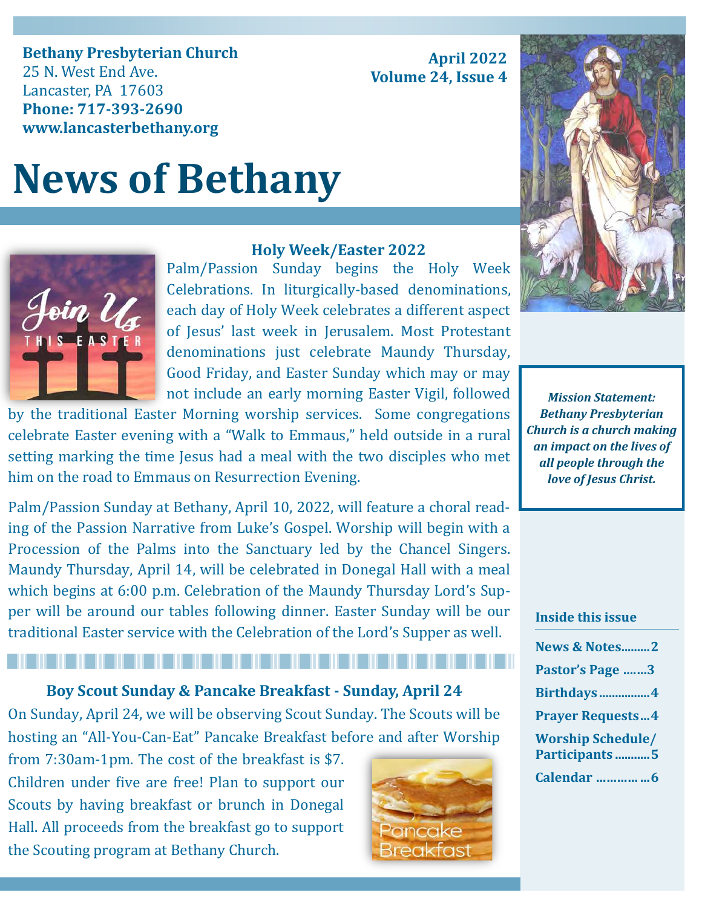**Bethany Presbyterian Church**
25 N. West End Ave.
Lancaster, PA 17603
**Phone: 717-393-2690**
**www.lancasterbethany.org**

**April 2022**
**Volume 24, Issue 4**

# News of Bethany

### Holy Week/Easter 2022

Palm/Passion Sunday begins the Holy Week Celebrations. In liturgically-based denominations, each day of Holy Week celebrates a different aspect of Jesus' last week in Jerusalem. Most Protestant denominations just celebrate Maundy Thursday, Good Friday, and Easter Sunday which may or may not include an early morning Easter Vigil, followed by the traditional Easter Morning worship services. Some congregations celebrate Easter evening with a "Walk to Emmaus," held outside in a rural setting marking the time Jesus had a meal with the two disciples who met him on the road to Emmaus on Resurrection Evening.

Palm/Passion Sunday at Bethany, April 10, 2022, will feature a choral reading of the Passion Narrative from Luke's Gospel. Worship will begin with a Procession of the Palms into the Sanctuary led by the Chancel Singers. Maundy Thursday, April 14, will be celebrated in Donegal Hall with a meal which begins at 6:00 p.m. Celebration of the Maundy Thursday Lord's Supper will be around our tables following dinner. Easter Sunday will be our traditional Easter service with the Celebration of the Lord's Supper as well.

### Boy Scout Sunday & Pancake Breakfast - Sunday, April 24

On Sunday, April 24, we will be observing Scout Sunday. The Scouts will be hosting an "All-You-Can-Eat" Pancake Breakfast before and after Worship from 7:30am-1pm. The cost of the breakfast is $7. Children under five are free! Plan to support our Scouts by having breakfast or brunch in Donegal Hall. All proceeds from the breakfast go to support the Scouting program at Bethany Church.

***Mission Statement: Bethany Presbyterian Church is a church making an impact on the lives of all people through the love of Jesus Christ.***

**Inside this issue**

| | |
|---|---|
| News & Notes | 2 |
| Pastor's Page | 3 |
| Birthdays | 4 |
| Prayer Requests | 4 |
| Worship Schedule/ Participants | 5 |
| Calendar | 6 |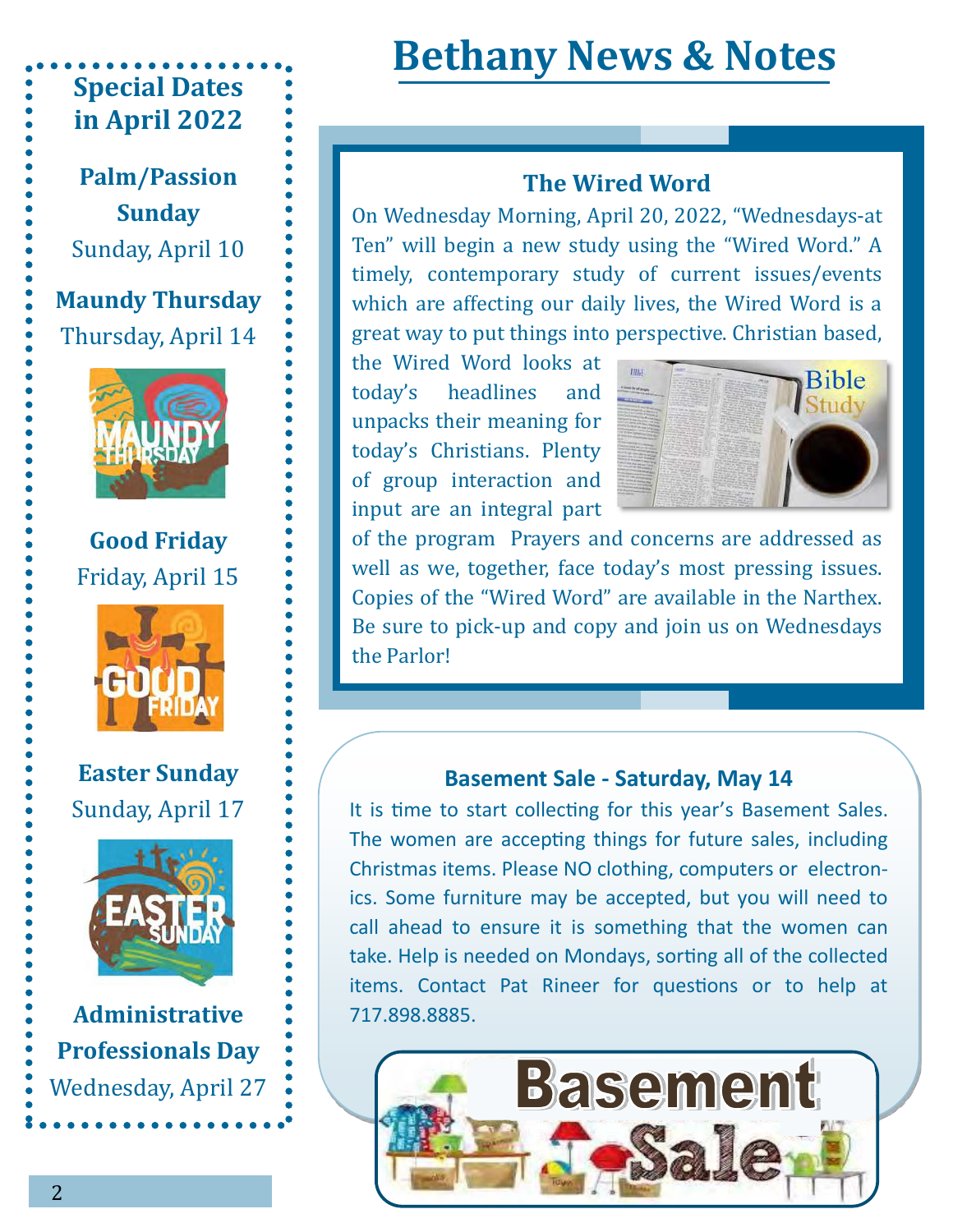# Bethany News & Notes

## Special Dates in April 2022

**Palm/Passion Sunday**
Sunday, April 10

**Maundy Thursday**
Thursday, April 14

**Good Friday**
Friday, April 15

**Easter Sunday**
Sunday, April 17

**Administrative Professionals Day**
Wednesday, April 27

## The Wired Word

On Wednesday Morning, April 20, 2022, "Wednesdays-at Ten" will begin a new study using the "Wired Word." A timely, contemporary study of current issues/events which are affecting our daily lives, the Wired Word is a great way to put things into perspective. Christian based, the Wired Word looks at today's headlines and unpacks their meaning for today's Christians. Plenty of group interaction and input are an integral part of the program Prayers and concerns are addressed as well as we, together, face today's most pressing issues. Copies of the "Wired Word" are available in the Narthex. Be sure to pick-up and copy and join us on Wednesdays the Parlor!

## Basement Sale - Saturday, May 14

It is time to start collecting for this year's Basement Sales. The women are accepting things for future sales, including Christmas items. Please NO clothing, computers or electronics. Some furniture may be accepted, but you will need to call ahead to ensure it is something that the women can take. Help is needed on Mondays, sorting all of the collected items. Contact Pat Rineer for questions or to help at 717.898.8885.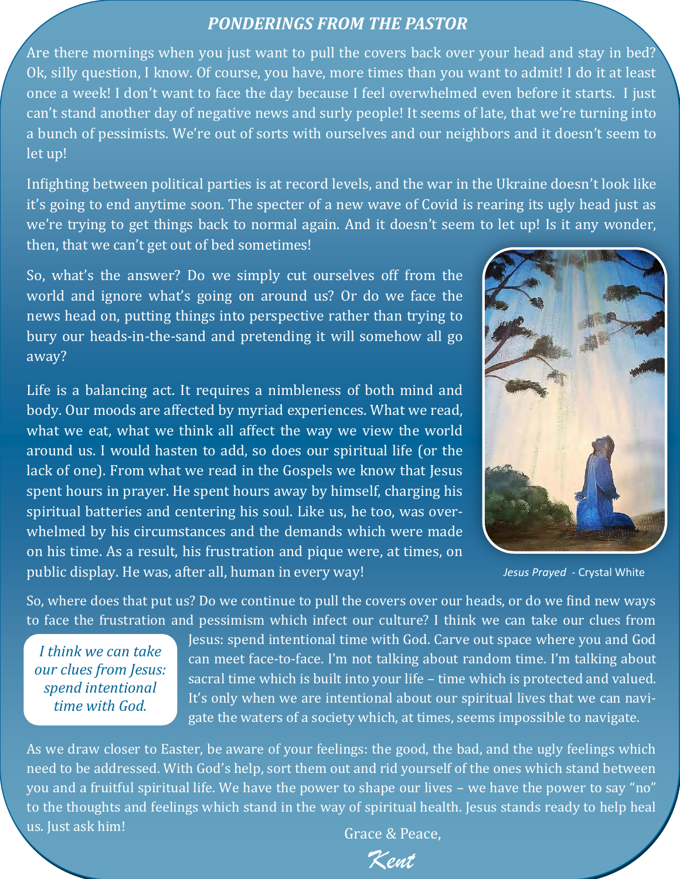## *PONDERINGS FROM THE PASTOR*

Are there mornings when you just want to pull the covers back over your head and stay in bed? Ok, silly question, I know. Of course, you have, more times than you want to admit! I do it at least once a week! I don't want to face the day because I feel overwhelmed even before it starts. I just can't stand another day of negative news and surly people! It seems of late, that we're turning into a bunch of pessimists. We're out of sorts with ourselves and our neighbors and it doesn't seem to let up!

Infighting between political parties is at record levels, and the war in the Ukraine doesn't look like it's going to end anytime soon. The specter of a new wave of Covid is rearing its ugly head just as we're trying to get things back to normal again. And it doesn't seem to let up! Is it any wonder, then, that we can't get out of bed sometimes!

So, what's the answer? Do we simply cut ourselves off from the world and ignore what's going on around us? Or do we face the news head on, putting things into perspective rather than trying to bury our heads-in-the-sand and pretending it will somehow all go away?

Life is a balancing act. It requires a nimbleness of both mind and body. Our moods are affected by myriad experiences. What we read, what we eat, what we think all affect the way we view the world around us. I would hasten to add, so does our spiritual life (or the lack of one). From what we read in the Gospels we know that Jesus spent hours in prayer. He spent hours away by himself, charging his spiritual batteries and centering his soul. Like us, he too, was overwhelmed by his circumstances and the demands which were made on his time. As a result, his frustration and pique were, at times, on public display. He was, after all, human in every way!

*Jesus Prayed* - Crystal White

So, where does that put us? Do we continue to pull the covers over our heads, or do we find new ways to face the frustration and pessimism which infect our culture? I think we can take our clues from Jesus: spend intentional time with God. Carve out space where you and God can meet face-to-face. I'm not talking about random time. I'm talking about sacral time which is built into your life – time which is protected and valued. It's only when we are intentional about our spiritual lives that we can navigate the waters of a society which, at times, seems impossible to navigate.

*I think we can take our clues from Jesus: spend intentional time with God.*

As we draw closer to Easter, be aware of your feelings: the good, the bad, and the ugly feelings which need to be addressed. With God's help, sort them out and rid yourself of the ones which stand between you and a fruitful spiritual life. We have the power to shape our lives – we have the power to say "no" to the thoughts and feelings which stand in the way of spiritual health. Jesus stands ready to help heal us. Just ask him!

Grace & Peace,

*Kent*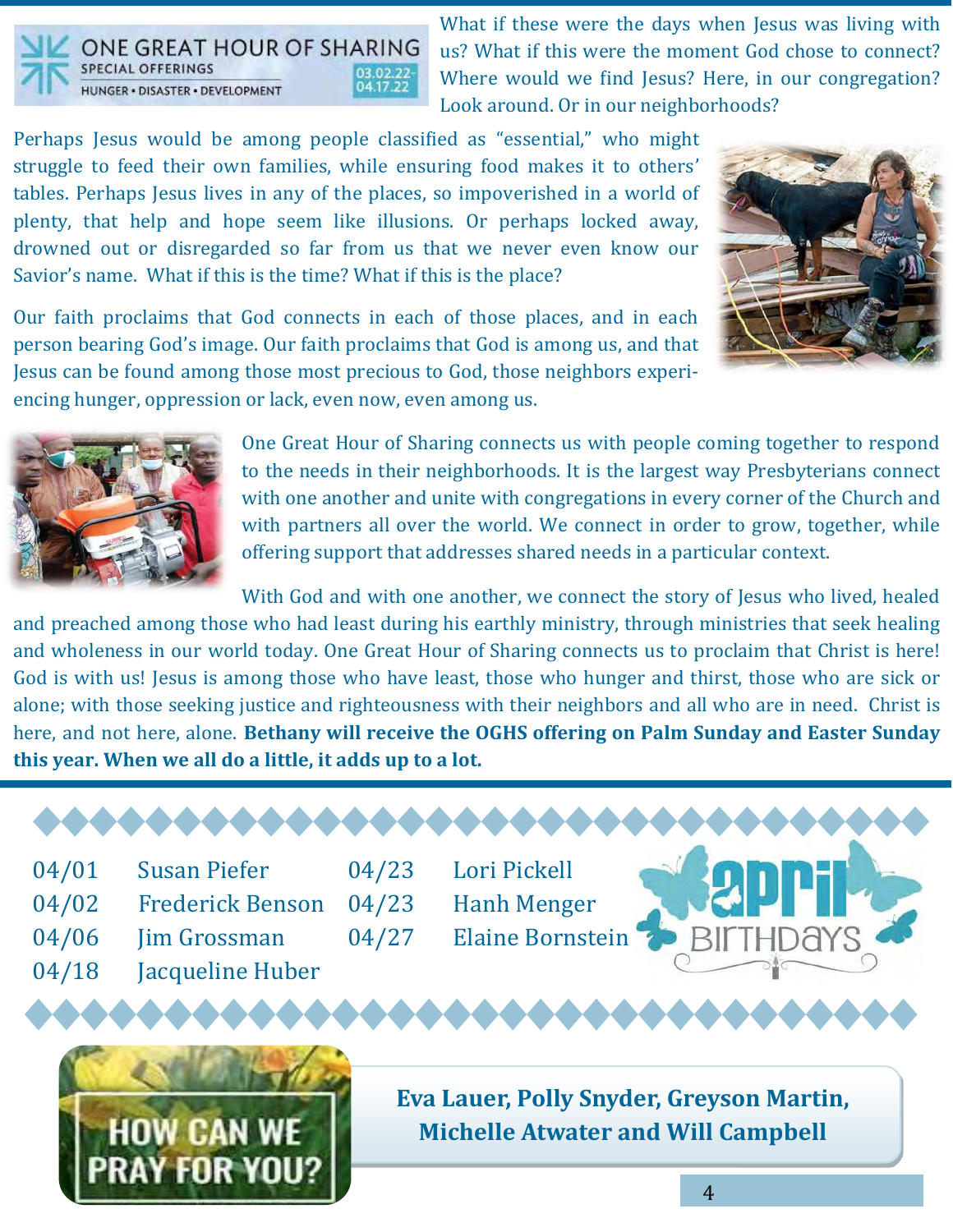## ONE GREAT HOUR OF SHARING

SPECIAL OFFERINGS

HUNGER • DISASTER • DEVELOPMENT

03.02.22-04.17.22

What if these were the days when Jesus was living with us? What if this were the moment God chose to connect? Where would we find Jesus? Here, in our congregation? Look around. Or in our neighborhoods?

Perhaps Jesus would be among people classified as "essential," who might struggle to feed their own families, while ensuring food makes it to others' tables. Perhaps Jesus lives in any of the places, so impoverished in a world of plenty, that help and hope seem like illusions. Or perhaps locked away, drowned out or disregarded so far from us that we never even know our Savior's name. What if this is the time? What if this is the place?

Our faith proclaims that God connects in each of those places, and in each person bearing God's image. Our faith proclaims that God is among us, and that Jesus can be found among those most precious to God, those neighbors experiencing hunger, oppression or lack, even now, even among us.

One Great Hour of Sharing connects us with people coming together to respond to the needs in their neighborhoods. It is the largest way Presbyterians connect with one another and unite with congregations in every corner of the Church and with partners all over the world. We connect in order to grow, together, while offering support that addresses shared needs in a particular context.

With God and with one another, we connect the story of Jesus who lived, healed and preached among those who had least during his earthly ministry, through ministries that seek healing and wholeness in our world today. One Great Hour of Sharing connects us to proclaim that Christ is here! God is with us! Jesus is among those who have least, those who hunger and thirst, those who are sick or alone; with those seeking justice and righteousness with their neighbors and all who are in need. Christ is here, and not here, alone. **Bethany will receive the OGHS offering on Palm Sunday and Easter Sunday this year. When we all do a little, it adds up to a lot.**

## April Birthdays

| | |
|---|---|
| 04/01 | Susan Piefer |
| 04/02 | Frederick Benson |
| 04/06 | Jim Grossman |
| 04/18 | Jacqueline Huber |
| 04/23 | Lori Pickell |
| 04/23 | Hanh Menger |
| 04/27 | Elaine Bornstein |

## HOW CAN WE PRAY FOR YOU?

**Eva Lauer, Polly Snyder, Greyson Martin, Michelle Atwater and Will Campbell**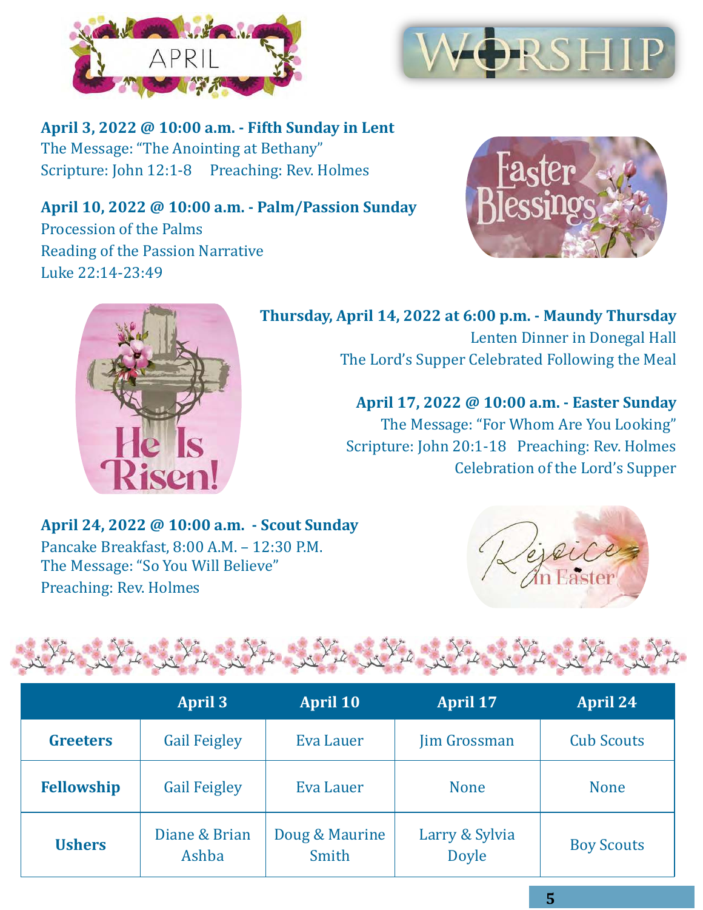# APRIL

# WORSHIP

**April 3, 2022 @ 10:00 a.m. - Fifth Sunday in Lent**
The Message: "The Anointing at Bethany"
Scripture: John 12:1-8 Preaching: Rev. Holmes

**April 10, 2022 @ 10:00 a.m. - Palm/Passion Sunday**
Procession of the Palms
Reading of the Passion Narrative
Luke 22:14-23:49

**Thursday, April 14, 2022 at 6:00 p.m. - Maundy Thursday**
Lenten Dinner in Donegal Hall
The Lord's Supper Celebrated Following the Meal

**April 17, 2022 @ 10:00 a.m. - Easter Sunday**
The Message: "For Whom Are You Looking"
Scripture: John 20:1-18 Preaching: Rev. Holmes
Celebration of the Lord's Supper

**April 24, 2022 @ 10:00 a.m. - Scout Sunday**
Pancake Breakfast, 8:00 A.M. – 12:30 P.M.
The Message: "So You Will Believe"
Preaching: Rev. Holmes

| | April 3 | April 10 | April 17 | April 24 |
|---|---|---|---|---|
| **Greeters** | Gail Feigley | Eva Lauer | Jim Grossman | Cub Scouts |
| **Fellowship** | Gail Feigley | Eva Lauer | None | None |
| **Ushers** | Diane & Brian Ashba | Doug & Maurine Smith | Larry & Sylvia Doyle | Boy Scouts |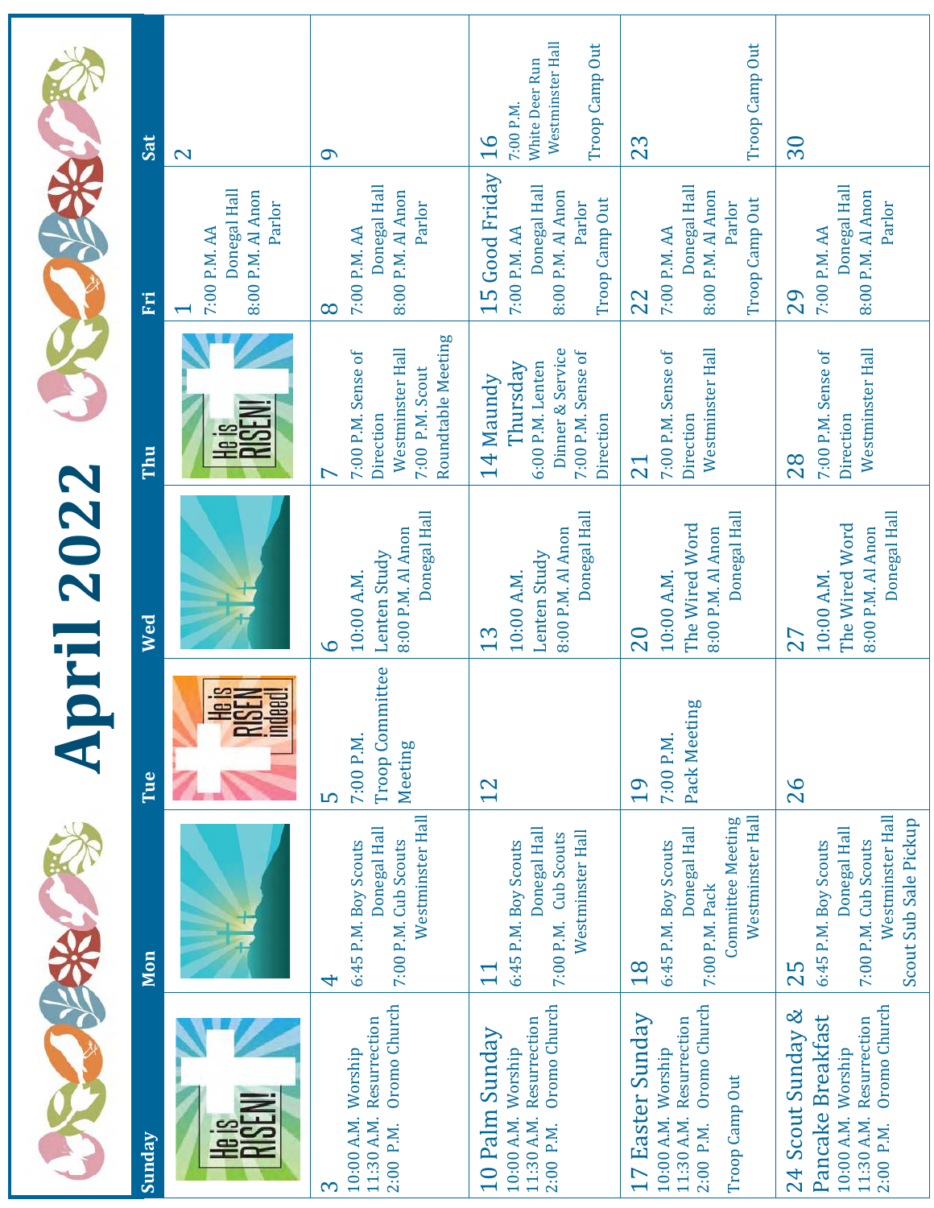# April 2022

| Sunday | Mon | Tue | Wed | Thu | Fri | Sat |
|---|---|---|---|---|---|---|
| | | | | | 1<br>7:00 P.M. AA<br>Donegal Hall<br>8:00 P.M. Al Anon<br>Parlor | 2 |
| 3<br>10:00 A.M. Worship<br>11:30 A.M. Resurrection<br>2:00 P.M. Oromo Church | 4<br>6:45 P.M. Boy Scouts<br>Donegal Hall<br>7:00 P.M. Cub Scouts<br>Westminster Hall | 5<br>7:00 P.M.<br>Troop Committee Meeting | 6<br>10:00 A.M.<br>Lenten Study<br>8:00 P.M. Al Anon<br>Donegal Hall | 7<br>7:00 P.M. Sense of Direction<br>Westminster Hall<br>7:00 P.M. Scout Roundtable Meeting | 8<br>7:00 P.M. AA<br>Donegal Hall<br>8:00 P.M. Al Anon<br>Parlor | 9 |
| 10 Palm Sunday<br>10:00 A.M. Worship<br>11:30 A.M. Resurrection<br>2:00 P.M. Oromo Church | 11<br>6:45 P.M. Boy Scouts<br>Donegal Hall<br>7:00 P.M. Cub Scouts<br>Westminster Hall | 12 | 13<br>10:00 A.M.<br>Lenten Study<br>8:00 P.M. Al Anon<br>Donegal Hall | 14 Maundy Thursday<br>6:00 P.M. Lenten Dinner & Service<br>7:00 P.M. Sense of Direction | 15 Good Friday<br>7:00 P.M. AA<br>Donegal Hall<br>8:00 P.M. Al Anon<br>Parlor<br>Troop Camp Out | 16<br>7:00 P.M.<br>White Deer Run<br>Westminster Hall<br>Troop Camp Out |
| 17 Easter Sunday<br>10:00 A.M. Worship<br>11:30 A.M. Resurrection<br>2:00 P.M. Oromo Church<br>Troop Camp Out | 18<br>6:45 P.M. Boy Scouts<br>Donegal Hall<br>7:00 P.M. Pack Committee Meeting<br>Westminster Hall | 19<br>7:00 P.M.<br>Pack Meeting | 20<br>10:00 A.M.<br>The Wired Word<br>8:00 P.M. Al Anon<br>Donegal Hall | 21<br>7:00 P.M. Sense of Direction<br>Westminster Hall | 22<br>7:00 P.M. AA<br>Donegal Hall<br>8:00 P.M. Al Anon<br>Parlor<br>Troop Camp Out | 23<br>Troop Camp Out |
| 24 Scout Sunday & Pancake Breakfast<br>10:00 A.M. Worship<br>11:30 A.M. Resurrection<br>2:00 P.M. Oromo Church | 25<br>6:45 P.M. Boy Scouts<br>Donegal Hall<br>7:00 P.M. Cub Scouts<br>Westminster Hall<br>Scout Sub Sale Pickup | 26 | 27<br>10:00 A.M.<br>The Wired Word<br>8:00 P.M. Al Anon<br>Donegal Hall | 28<br>7:00 P.M. Sense of Direction<br>Westminster Hall | 29<br>7:00 P.M. AA<br>Donegal Hall<br>8:00 P.M. Al Anon<br>Parlor | 30 |